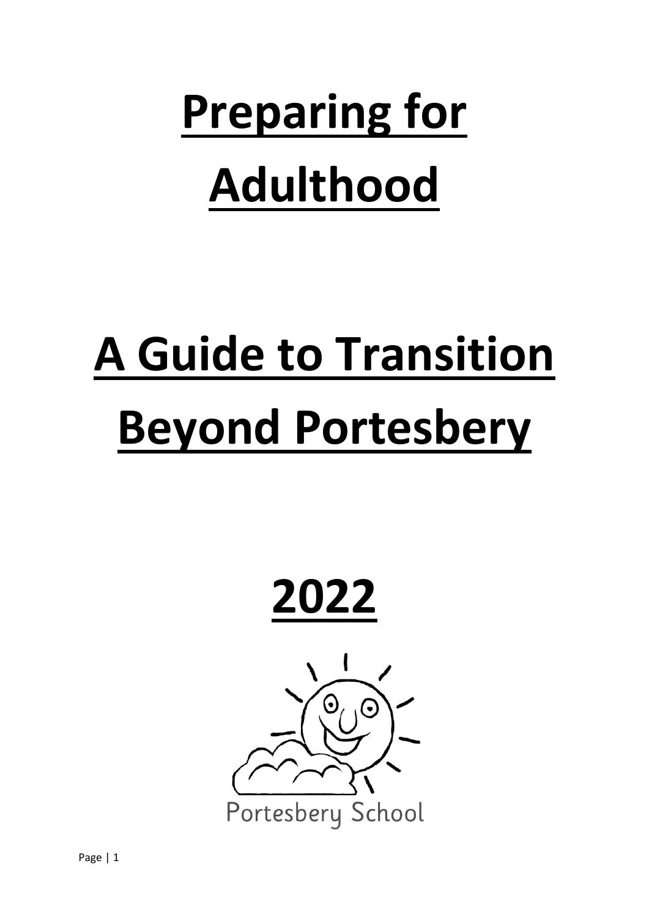# Preparing for Adulthood

# A Guide to Transition Beyond Portesbery

# 2022

Portesbery School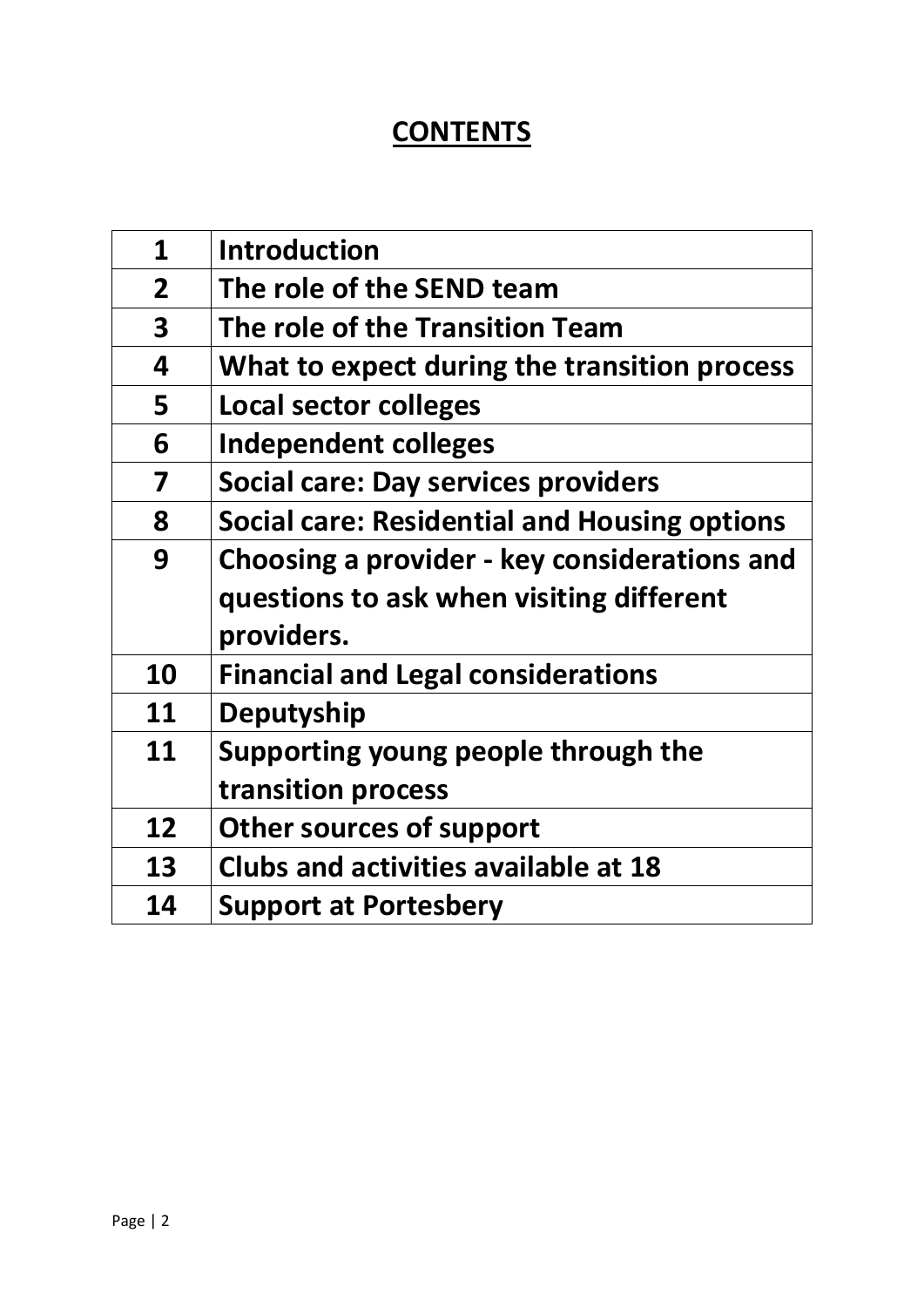# CONTENTS

| | |
|---|---|
| 1 | Introduction |
| 2 | The role of the SEND team |
| 3 | The role of the Transition Team |
| 4 | What to expect during the transition process |
| 5 | Local sector colleges |
| 6 | Independent colleges |
| 7 | Social care: Day services providers |
| 8 | Social care: Residential and Housing options |
| 9 | Choosing a provider - key considerations and questions to ask when visiting different providers. |
| 10 | Financial and Legal considerations |
| 11 | Deputyship |
| 11 | Supporting young people through the transition process |
| 12 | Other sources of support |
| 13 | Clubs and activities available at 18 |
| 14 | Support at Portesbery |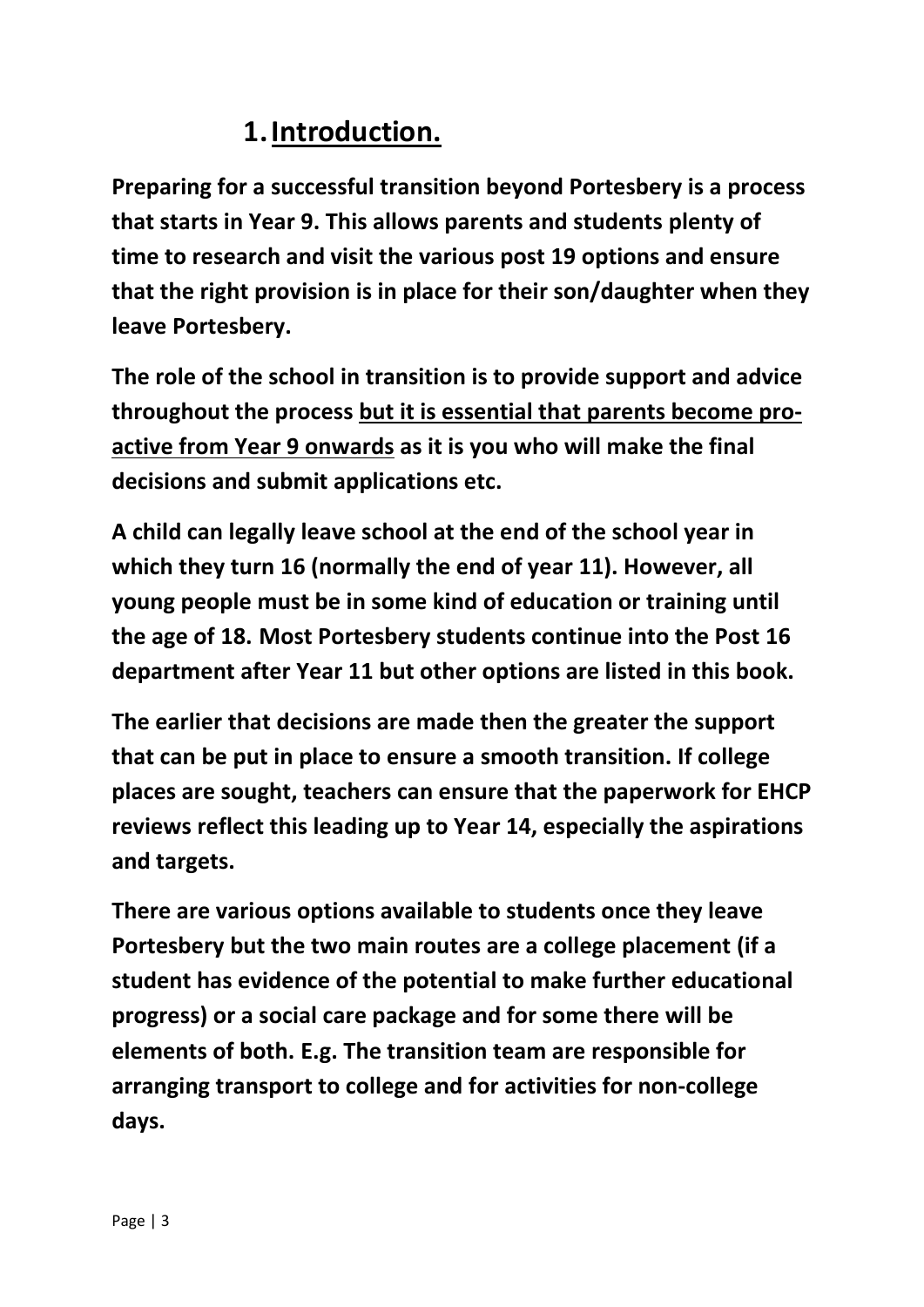# 1. Introduction.

**Preparing for a successful transition beyond Portesbery is a process that starts in Year 9. This allows parents and students plenty of time to research and visit the various post 19 options and ensure that the right provision is in place for their son/daughter when they leave Portesbery.**

**The role of the school in transition is to provide support and advice throughout the process <u>but it is essential that parents become pro-active from Year 9 onwards</u> as it is you who will make the final decisions and submit applications etc.**

**A child can legally leave school at the end of the school year in which they turn 16 (normally the end of year 11). However, all young people must be in some kind of education or training until the age of 18. Most Portesbery students continue into the Post 16 department after Year 11 but other options are listed in this book.**

**The earlier that decisions are made then the greater the support that can be put in place to ensure a smooth transition. If college places are sought, teachers can ensure that the paperwork for EHCP reviews reflect this leading up to Year 14, especially the aspirations and targets.**

**There are various options available to students once they leave Portesbery but the two main routes are a college placement (if a student has evidence of the potential to make further educational progress) or a social care package and for some there will be elements of both. E.g. The transition team are responsible for arranging transport to college and for activities for non-college days.**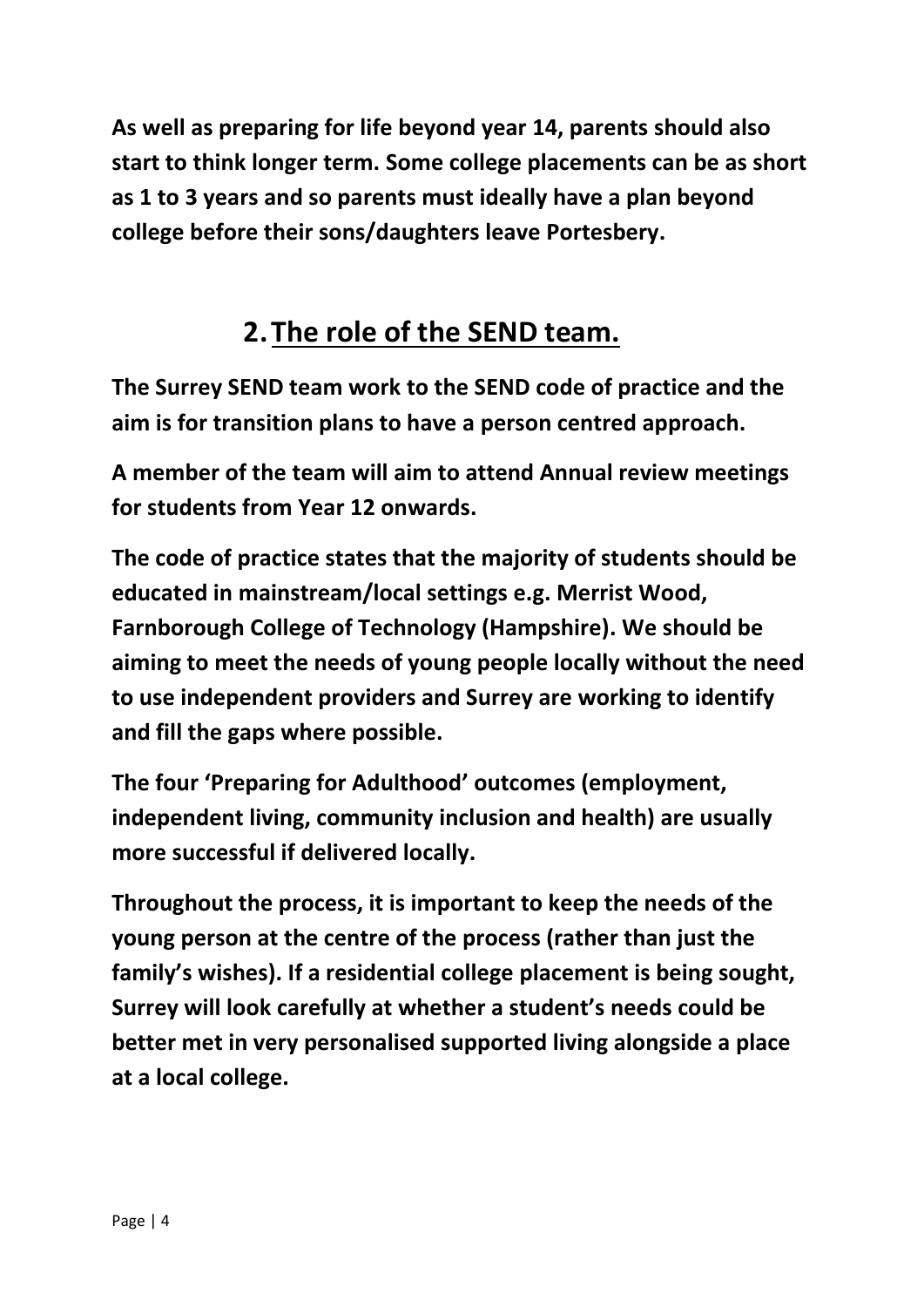**As well as preparing for life beyond year 14, parents should also start to think longer term. Some college placements can be as short as 1 to 3 years and so parents must ideally have a plan beyond college before their sons/daughters leave Portesbery.**

## 2. The role of the SEND team.

**The Surrey SEND team work to the SEND code of practice and the aim is for transition plans to have a person centred approach.**

**A member of the team will aim to attend Annual review meetings for students from Year 12 onwards.**

**The code of practice states that the majority of students should be educated in mainstream/local settings e.g. Merrist Wood, Farnborough College of Technology (Hampshire). We should be aiming to meet the needs of young people locally without the need to use independent providers and Surrey are working to identify and fill the gaps where possible.**

**The four 'Preparing for Adulthood' outcomes (employment, independent living, community inclusion and health) are usually more successful if delivered locally.**

**Throughout the process, it is important to keep the needs of the young person at the centre of the process (rather than just the family's wishes). If a residential college placement is being sought, Surrey will look carefully at whether a student's needs could be better met in very personalised supported living alongside a place at a local college.**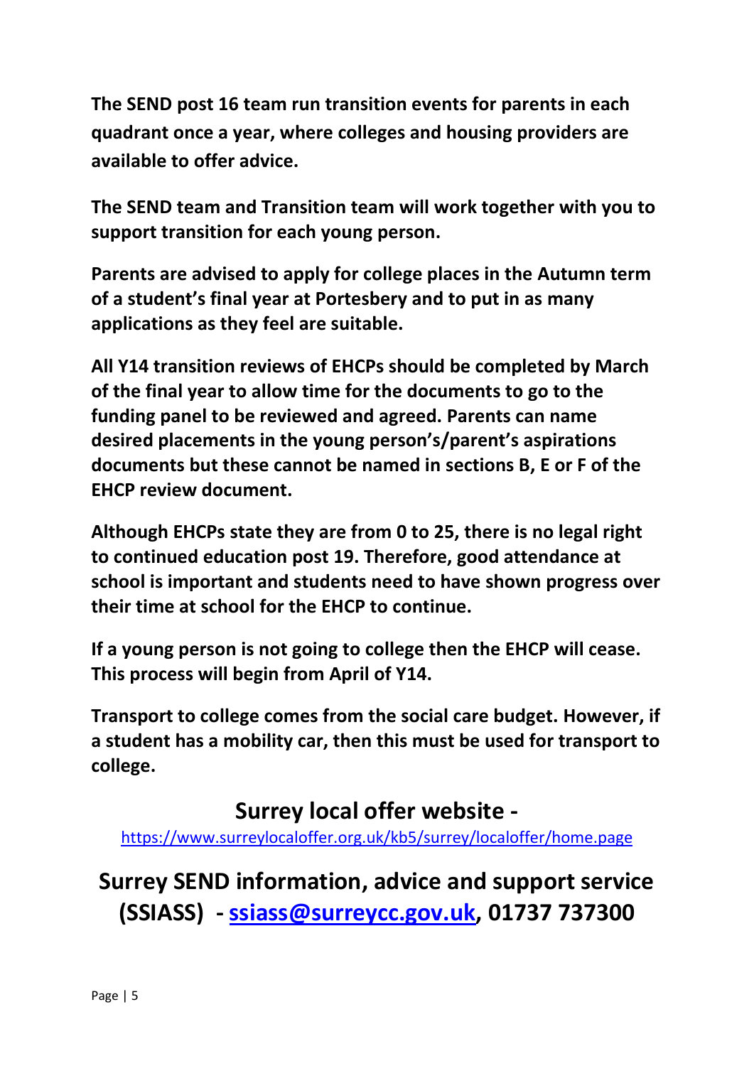**The SEND post 16 team run transition events for parents in each quadrant once a year, where colleges and housing providers are available to offer advice.**

**The SEND team and Transition team will work together with you to support transition for each young person.**

**Parents are advised to apply for college places in the Autumn term of a student's final year at Portesbery and to put in as many applications as they feel are suitable.**

**All Y14 transition reviews of EHCPs should be completed by March of the final year to allow time for the documents to go to the funding panel to be reviewed and agreed. Parents can name desired placements in the young person's/parent's aspirations documents but these cannot be named in sections B, E or F of the EHCP review document.**

**Although EHCPs state they are from 0 to 25, there is no legal right to continued education post 19. Therefore, good attendance at school is important and students need to have shown progress over their time at school for the EHCP to continue.**

**If a young person is not going to college then the EHCP will cease. This process will begin from April of Y14.**

**Transport to college comes from the social care budget. However, if a student has a mobility car, then this must be used for transport to college.**

## Surrey local offer website -

https://www.surreylocaloffer.org.uk/kb5/surrey/localoffer/home.page

## Surrey SEND information, advice and support service (SSIASS) - ssiass@surreycc.gov.uk, 01737 737300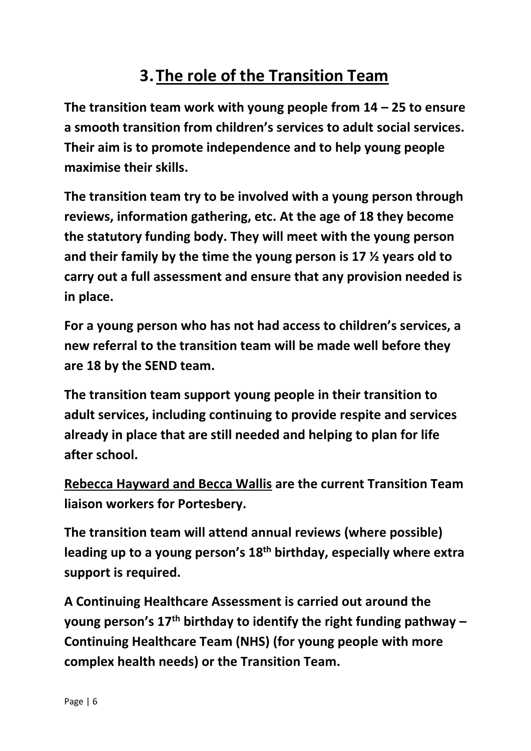# 3. The role of the Transition Team

**The transition team work with young people from 14 – 25 to ensure a smooth transition from children's services to adult social services. Their aim is to promote independence and to help young people maximise their skills.**

**The transition team try to be involved with a young person through reviews, information gathering, etc. At the age of 18 they become the statutory funding body. They will meet with the young person and their family by the time the young person is 17 ½ years old to carry out a full assessment and ensure that any provision needed is in place.**

**For a young person who has not had access to children's services, a new referral to the transition team will be made well before they are 18 by the SEND team.**

**The transition team support young people in their transition to adult services, including continuing to provide respite and services already in place that are still needed and helping to plan for life after school.**

**Rebecca Hayward and Becca Wallis are the current Transition Team liaison workers for Portesbery.**

**The transition team will attend annual reviews (where possible) leading up to a young person's 18th birthday, especially where extra support is required.**

**A Continuing Healthcare Assessment is carried out around the young person's 17th birthday to identify the right funding pathway – Continuing Healthcare Team (NHS) (for young people with more complex health needs) or the Transition Team.**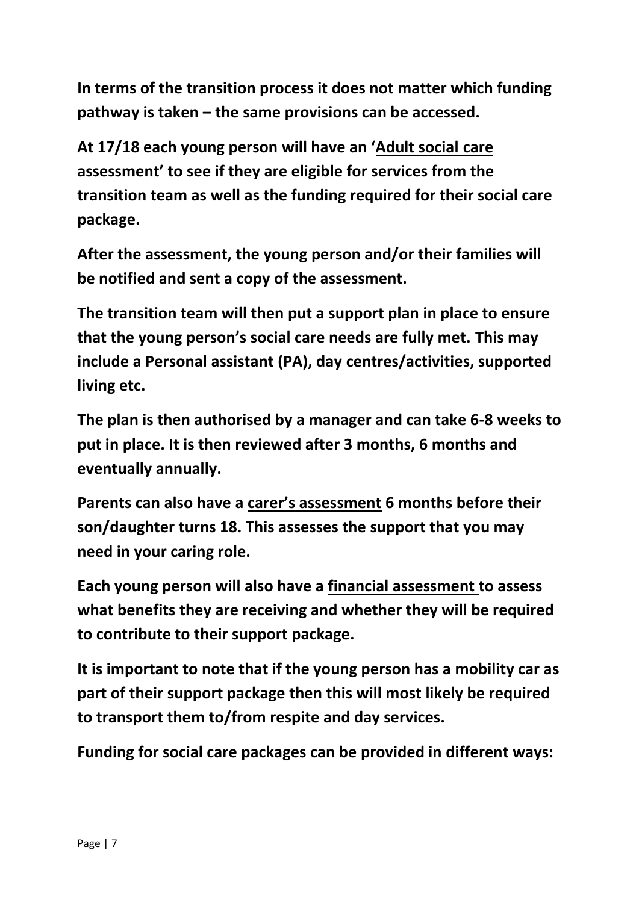**In terms of the transition process it does not matter which funding pathway is taken – the same provisions can be accessed.**

**At 17/18 each young person will have an '<u>Adult social care assessment</u>' to see if they are eligible for services from the transition team as well as the funding required for their social care package.**

**After the assessment, the young person and/or their families will be notified and sent a copy of the assessment.**

**The transition team will then put a support plan in place to ensure that the young person's social care needs are fully met. This may include a Personal assistant (PA), day centres/activities, supported living etc.**

**The plan is then authorised by a manager and can take 6-8 weeks to put in place. It is then reviewed after 3 months, 6 months and eventually annually.**

**Parents can also have a <u>carer's assessment</u> 6 months before their son/daughter turns 18. This assesses the support that you may need in your caring role.**

**Each young person will also have a <u>financial assessment</u> to assess what benefits they are receiving and whether they will be required to contribute to their support package.**

**It is important to note that if the young person has a mobility car as part of their support package then this will most likely be required to transport them to/from respite and day services.**

**Funding for social care packages can be provided in different ways:**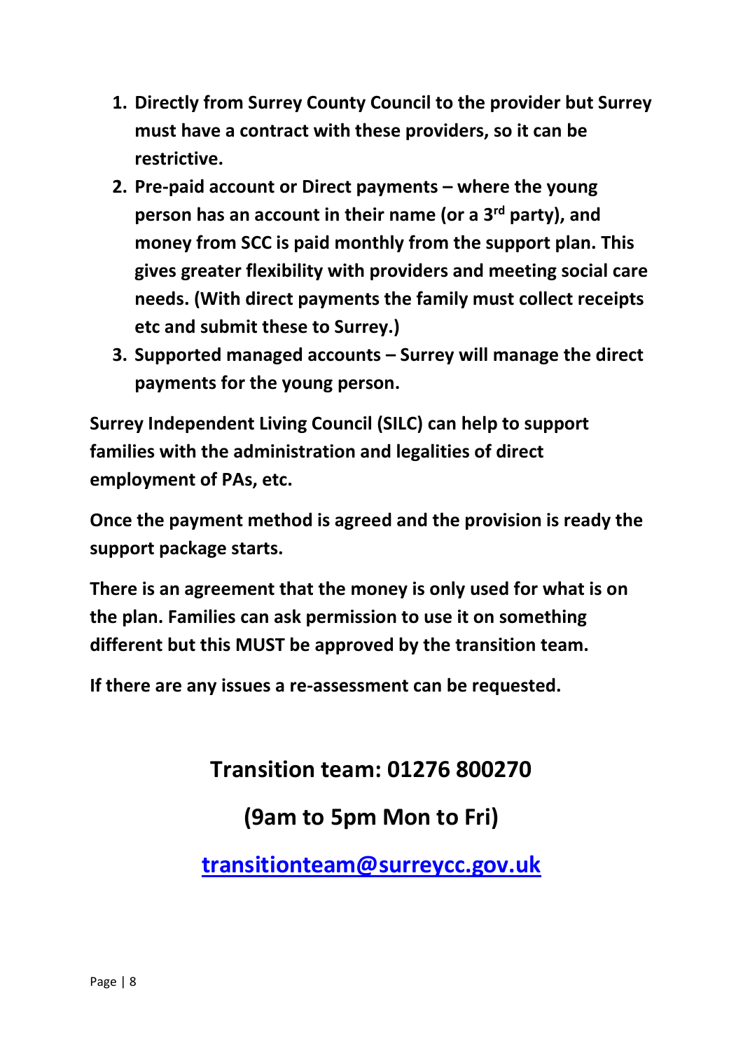1. **Directly from Surrey County Council to the provider but Surrey must have a contract with these providers, so it can be restrictive.**
2. **Pre-paid account or Direct payments – where the young person has an account in their name (or a 3rd party), and money from SCC is paid monthly from the support plan. This gives greater flexibility with providers and meeting social care needs. (With direct payments the family must collect receipts etc and submit these to Surrey.)**
3. **Supported managed accounts – Surrey will manage the direct payments for the young person.**

**Surrey Independent Living Council (SILC) can help to support families with the administration and legalities of direct employment of PAs, etc.**

**Once the payment method is agreed and the provision is ready the support package starts.**

**There is an agreement that the money is only used for what is on the plan. Families can ask permission to use it on something different but this MUST be approved by the transition team.**

**If there are any issues a re-assessment can be requested.**

## Transition team: 01276 800270

## (9am to 5pm Mon to Fri)

**transitionteam@surreycc.gov.uk**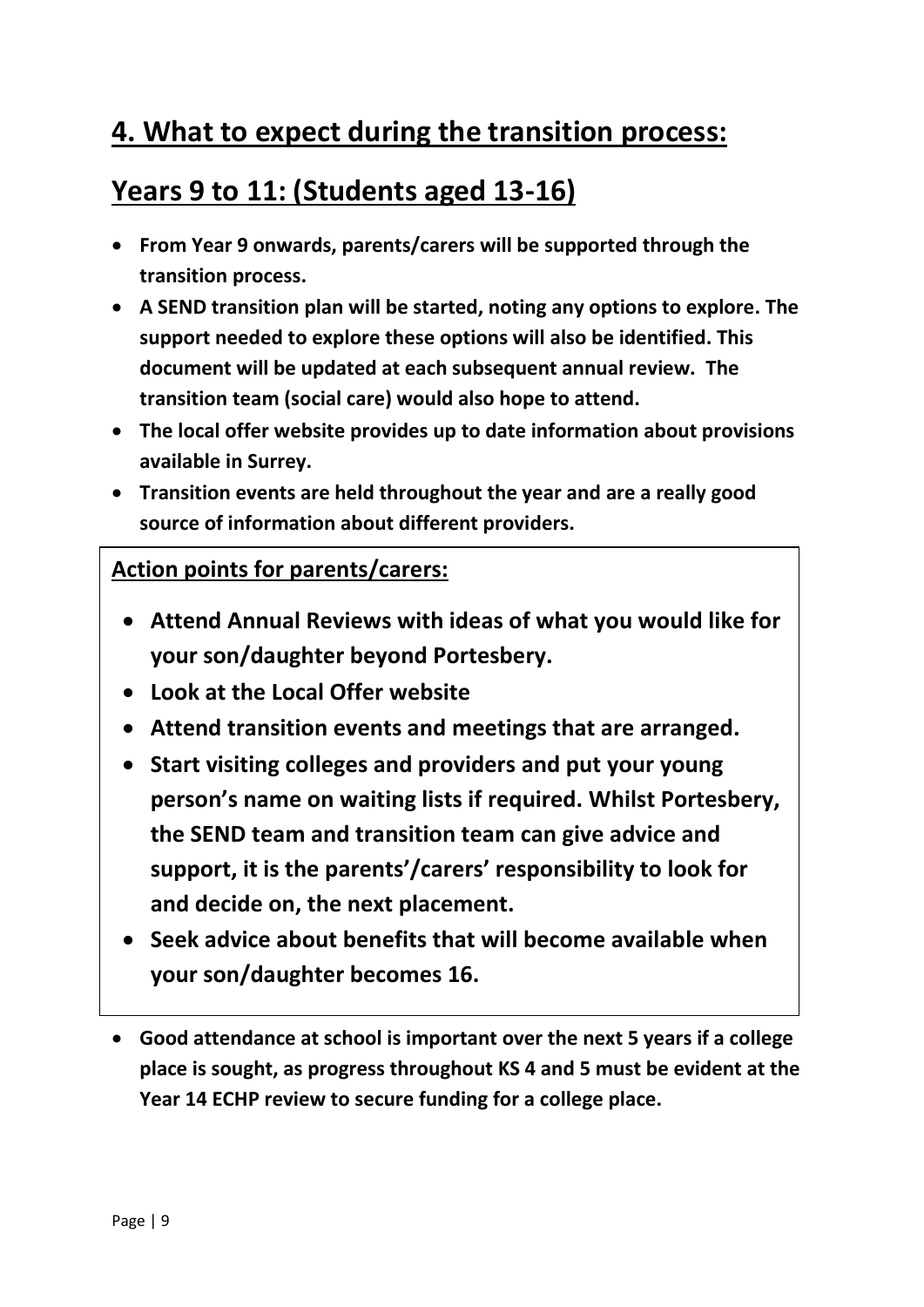## 4. What to expect during the transition process:

## Years 9 to 11: (Students aged 13-16)

- **From Year 9 onwards, parents/carers will be supported through the transition process.**
- **A SEND transition plan will be started, noting any options to explore. The support needed to explore these options will also be identified. This document will be updated at each subsequent annual review. The transition team (social care) would also hope to attend.**
- **The local offer website provides up to date information about provisions available in Surrey.**
- **Transition events are held throughout the year and are a really good source of information about different providers.**

**Action points for parents/carers:**

- **Attend Annual Reviews with ideas of what you would like for your son/daughter beyond Portesbery.**
- **Look at the Local Offer website**
- **Attend transition events and meetings that are arranged.**
- **Start visiting colleges and providers and put your young person's name on waiting lists if required. Whilst Portesbery, the SEND team and transition team can give advice and support, it is the parents'/carers' responsibility to look for and decide on, the next placement.**
- **Seek advice about benefits that will become available when your son/daughter becomes 16.**

- **Good attendance at school is important over the next 5 years if a college place is sought, as progress throughout KS 4 and 5 must be evident at the Year 14 ECHP review to secure funding for a college place.**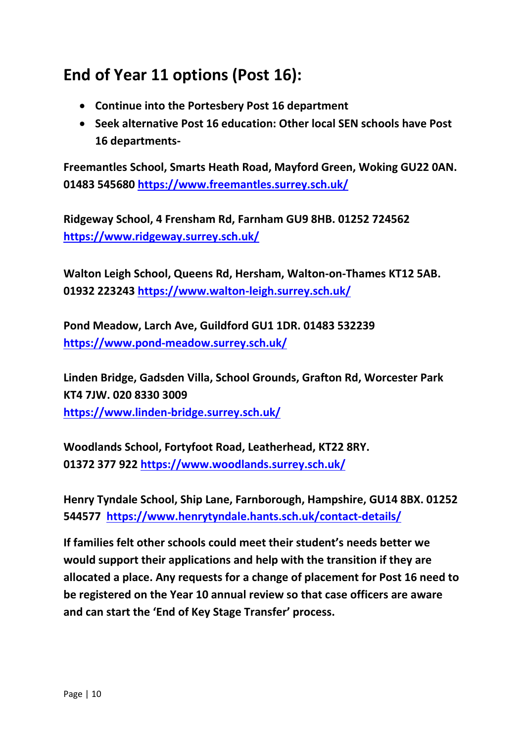## End of Year 11 options (Post 16):

- **Continue into the Portesbery Post 16 department**
- **Seek alternative Post 16 education: Other local SEN schools have Post 16 departments-**

**Freemantles School, Smarts Heath Road, Mayford Green, Woking GU22 0AN. 01483 545680** [https://www.freemantles.surrey.sch.uk/](https://www.freemantles.surrey.sch.uk/)

**Ridgeway School, 4 Frensham Rd, Farnham GU9 8HB. 01252 724562** [https://www.ridgeway.surrey.sch.uk/](https://www.ridgeway.surrey.sch.uk/)

**Walton Leigh School, Queens Rd, Hersham, Walton-on-Thames KT12 5AB. 01932 223243** [https://www.walton-leigh.surrey.sch.uk/](https://www.walton-leigh.surrey.sch.uk/)

**Pond Meadow, Larch Ave, Guildford GU1 1DR. 01483 532239** [https://www.pond-meadow.surrey.sch.uk/](https://www.pond-meadow.surrey.sch.uk/)

**Linden Bridge, Gadsden Villa, School Grounds, Grafton Rd, Worcester Park KT4 7JW. 020 8330 3009** [https://www.linden-bridge.surrey.sch.uk/](https://www.linden-bridge.surrey.sch.uk/)

**Woodlands School, Fortyfoot Road, Leatherhead, KT22 8RY. 01372 377 922** [https://www.woodlands.surrey.sch.uk/](https://www.woodlands.surrey.sch.uk/)

**Henry Tyndale School, Ship Lane, Farnborough, Hampshire, GU14 8BX. 01252 544577** [https://www.henrytyndale.hants.sch.uk/contact-details/](https://www.henrytyndale.hants.sch.uk/contact-details/)

**If families felt other schools could meet their student's needs better we would support their applications and help with the transition if they are allocated a place. Any requests for a change of placement for Post 16 need to be registered on the Year 10 annual review so that case officers are aware and can start the 'End of Key Stage Transfer' process.**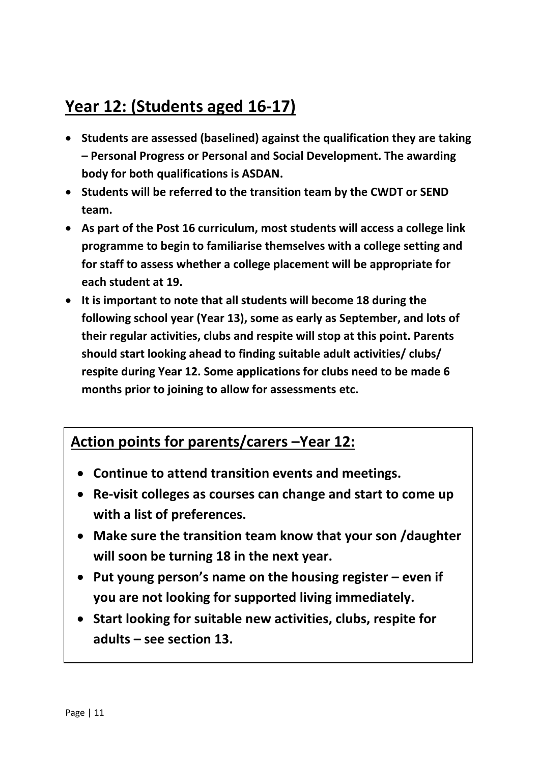## Year 12: (Students aged 16-17)

- **Students are assessed (baselined) against the qualification they are taking – Personal Progress or Personal and Social Development. The awarding body for both qualifications is ASDAN.**
- **Students will be referred to the transition team by the CWDT or SEND team.**
- **As part of the Post 16 curriculum, most students will access a college link programme to begin to familiarise themselves with a college setting and for staff to assess whether a college placement will be appropriate for each student at 19.**
- **It is important to note that all students will become 18 during the following school year (Year 13), some as early as September, and lots of their regular activities, clubs and respite will stop at this point. Parents should start looking ahead to finding suitable adult activities/ clubs/ respite during Year 12. Some applications for clubs need to be made 6 months prior to joining to allow for assessments etc.**

### Action points for parents/carers –Year 12:

- **Continue to attend transition events and meetings.**
- **Re-visit colleges as courses can change and start to come up with a list of preferences.**
- **Make sure the transition team know that your son /daughter will soon be turning 18 in the next year.**
- **Put young person's name on the housing register – even if you are not looking for supported living immediately.**
- **Start looking for suitable new activities, clubs, respite for adults – see section 13.**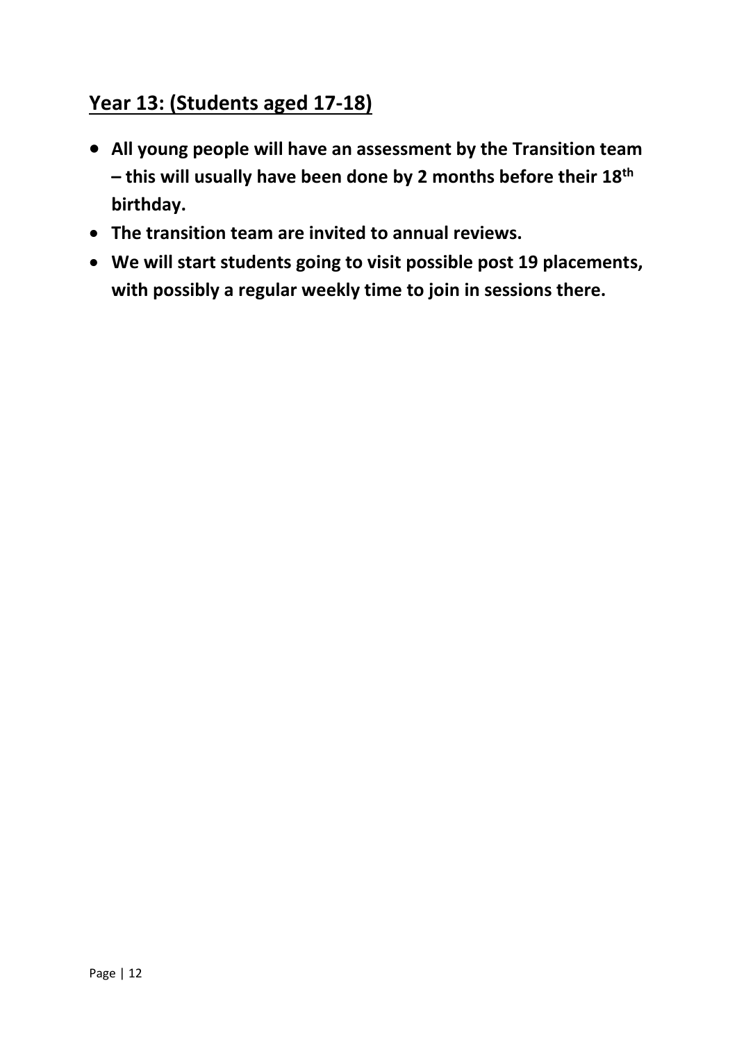## Year 13: (Students aged 17-18)

- **All young people will have an assessment by the Transition team – this will usually have been done by 2 months before their 18th birthday.**
- **The transition team are invited to annual reviews.**
- **We will start students going to visit possible post 19 placements, with possibly a regular weekly time to join in sessions there.**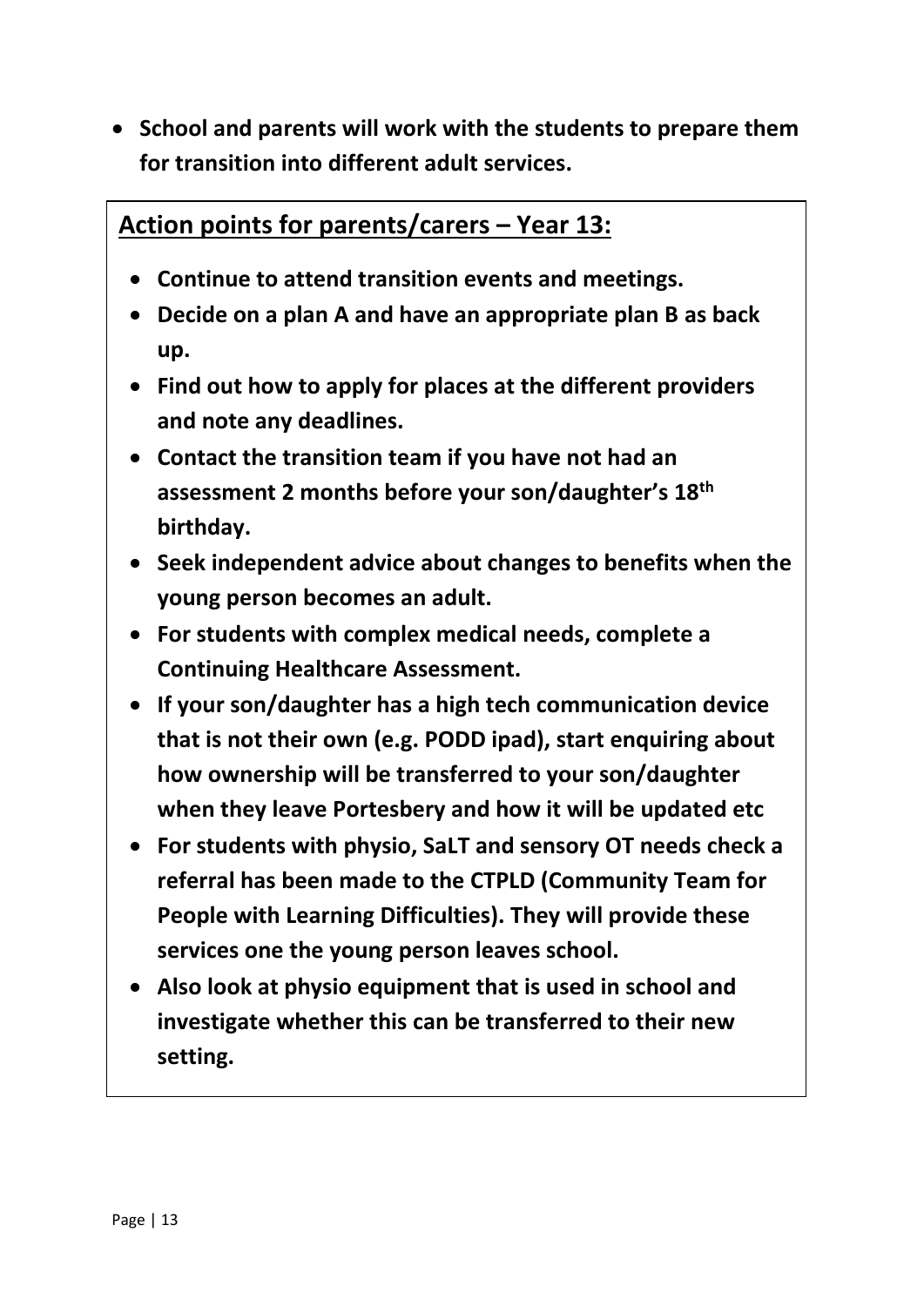- **School and parents will work with the students to prepare them for transition into different adult services.**

## Action points for parents/carers – Year 13:

- **Continue to attend transition events and meetings.**
- **Decide on a plan A and have an appropriate plan B as back up.**
- **Find out how to apply for places at the different providers and note any deadlines.**
- **Contact the transition team if you have not had an assessment 2 months before your son/daughter's 18th birthday.**
- **Seek independent advice about changes to benefits when the young person becomes an adult.**
- **For students with complex medical needs, complete a Continuing Healthcare Assessment.**
- **If your son/daughter has a high tech communication device that is not their own (e.g. PODD ipad), start enquiring about how ownership will be transferred to your son/daughter when they leave Portesbery and how it will be updated etc**
- **For students with physio, SaLT and sensory OT needs check a referral has been made to the CTPLD (Community Team for People with Learning Difficulties). They will provide these services one the young person leaves school.**
- **Also look at physio equipment that is used in school and investigate whether this can be transferred to their new setting.**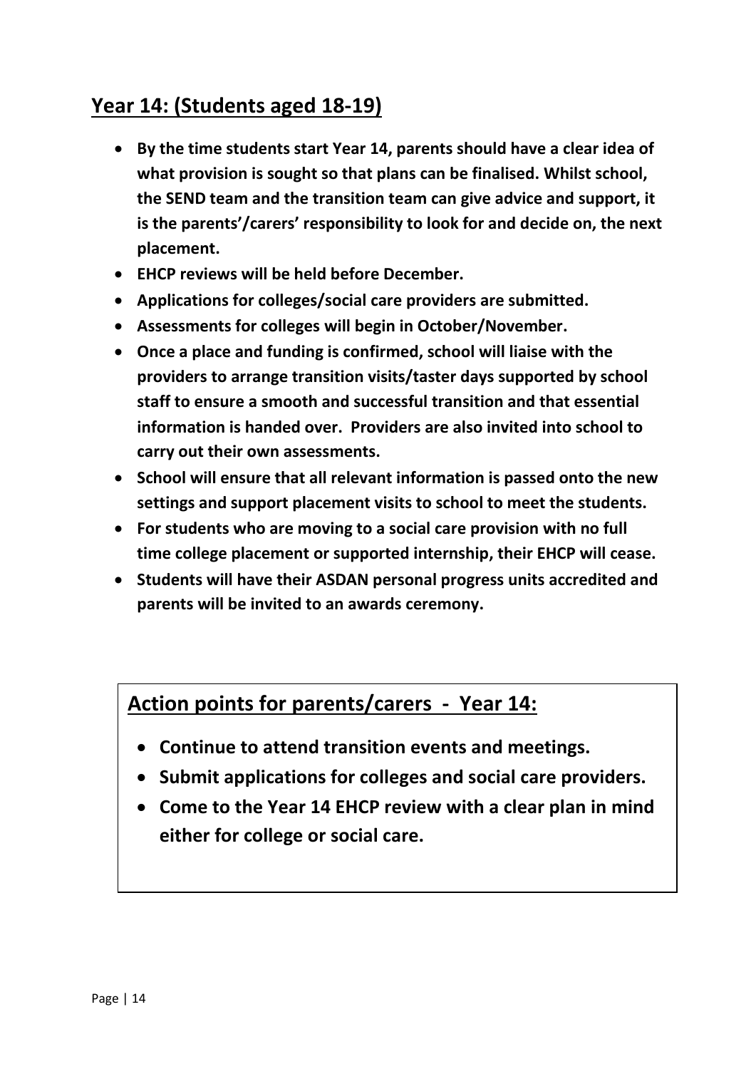## Year 14: (Students aged 18-19)

- **By the time students start Year 14, parents should have a clear idea of what provision is sought so that plans can be finalised. Whilst school, the SEND team and the transition team can give advice and support, it is the parents'/carers' responsibility to look for and decide on, the next placement.**
- **EHCP reviews will be held before December.**
- **Applications for colleges/social care providers are submitted.**
- **Assessments for colleges will begin in October/November.**
- **Once a place and funding is confirmed, school will liaise with the providers to arrange transition visits/taster days supported by school staff to ensure a smooth and successful transition and that essential information is handed over. Providers are also invited into school to carry out their own assessments.**
- **School will ensure that all relevant information is passed onto the new settings and support placement visits to school to meet the students.**
- **For students who are moving to a social care provision with no full time college placement or supported internship, their EHCP will cease.**
- **Students will have their ASDAN personal progress units accredited and parents will be invited to an awards ceremony.**

### Action points for parents/carers - Year 14:

- **Continue to attend transition events and meetings.**
- **Submit applications for colleges and social care providers.**
- **Come to the Year 14 EHCP review with a clear plan in mind either for college or social care.**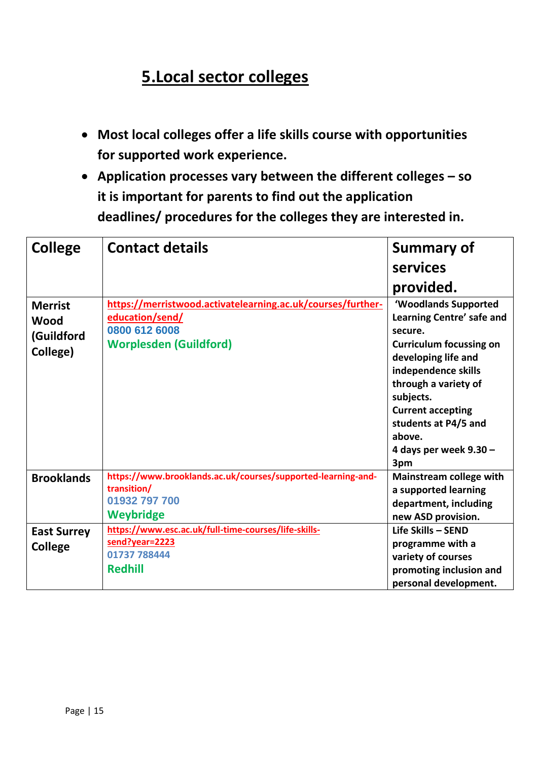## 5.Local sector colleges

- **Most local colleges offer a life skills course with opportunities for supported work experience.**
- **Application processes vary between the different colleges – so it is important for parents to find out the application deadlines/ procedures for the colleges they are interested in.**

| College | Contact details | Summary of services provided. |
| --- | --- | --- |
| **Merrist Wood (Guildford College)** | https://merristwood.activatelearning.ac.uk/courses/further-education/send/ <br> 0800 612 6008 <br> Worplesden (Guildford) | 'Woodlands Supported Learning Centre' safe and secure. <br> Curriculum focussing on developing life and independence skills through a variety of subjects. <br> Current accepting students at P4/5 and above. <br> 4 days per week 9.30 – 3pm |
| **Brooklands** | https://www.brooklands.ac.uk/courses/supported-learning-and-transition/ <br> 01932 797 700 <br> Weybridge | Mainstream college with a supported learning department, including new ASD provision. |
| **East Surrey College** | https://www.esc.ac.uk/full-time-courses/life-skills-send?year=2223 <br> 01737 788444 <br> Redhill | Life Skills – SEND programme with a variety of courses promoting inclusion and personal development. |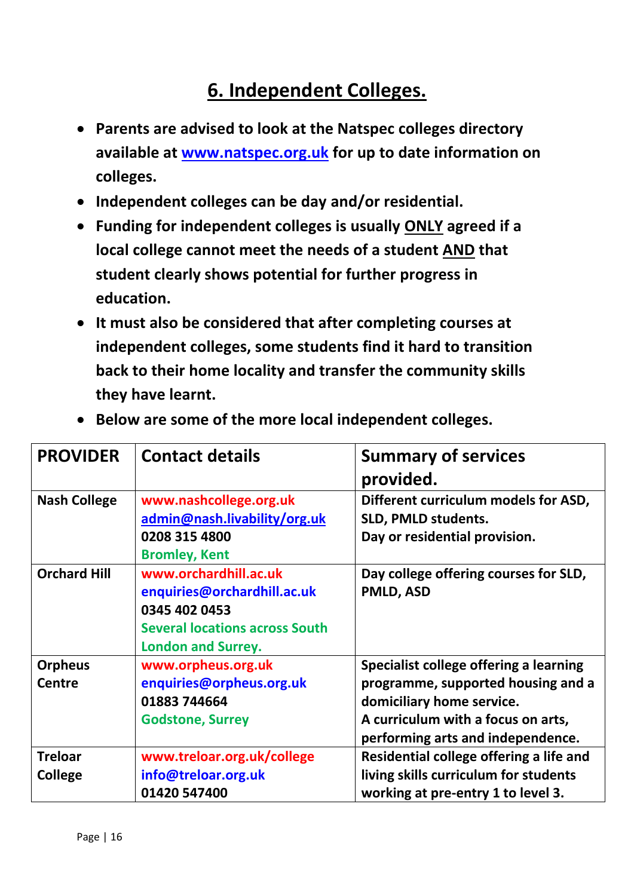# 6. Independent Colleges.

- **Parents are advised to look at the Natspec colleges directory available at www.natspec.org.uk for up to date information on colleges.**
- **Independent colleges can be day and/or residential.**
- **Funding for independent colleges is usually <u>ONLY</u> agreed if a local college cannot meet the needs of a student <u>AND</u> that student clearly shows potential for further progress in education.**
- **It must also be considered that after completing courses at independent colleges, some students find it hard to transition back to their home locality and transfer the community skills they have learnt.**
- **Below are some of the more local independent colleges.**

| PROVIDER | Contact details | Summary of services provided. |
|---|---|---|
| **Nash College** | **www.nashcollege.org.uk**<br>**admin@nash.livability/org.uk**<br>**0208 315 4800**<br>**Bromley, Kent** | **Different curriculum models for ASD, SLD, PMLD students.**<br>**Day or residential provision.** |
| **Orchard Hill** | **www.orchardhill.ac.uk**<br>**enquiries@orchardhill.ac.uk**<br>**0345 402 0453**<br>**Several locations across South London and Surrey.** | **Day college offering courses for SLD, PMLD, ASD** |
| **Orpheus Centre** | **www.orpheus.org.uk**<br>**enquiries@orpheus.org.uk**<br>**01883 744664**<br>**Godstone, Surrey** | **Specialist college offering a learning programme, supported housing and a domiciliary home service.**<br>**A curriculum with a focus on arts, performing arts and independence.** |
| **Treloar College** | **www.treloar.org.uk/college**<br>**info@treloar.org.uk**<br>**01420 547400** | **Residential college offering a life and living skills curriculum for students working at pre-entry 1 to level 3.** |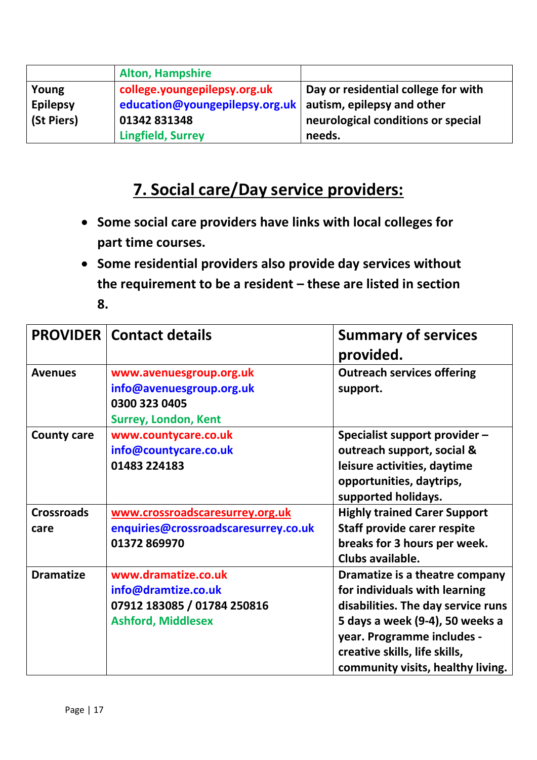| | Alton, Hampshire | |
|---|---|---|
| Young Epilepsy (St Piers) | college.youngepilepsy.org.uk<br>education@youngepilepsy.org.uk<br>01342 831348<br>Lingfield, Surrey | Day or residential college for with autism, epilepsy and other neurological conditions or special needs. |

## 7. Social care/Day service providers:

- **Some social care providers have links with local colleges for part time courses.**
- **Some residential providers also provide day services without the requirement to be a resident – these are listed in section 8.**

| PROVIDER | Contact details | Summary of services provided. |
|---|---|---|
| Avenues | www.avenuesgroup.org.uk<br>info@avenuesgroup.org.uk<br>0300 323 0405<br>Surrey, London, Kent | Outreach services offering support. |
| County care | www.countycare.co.uk<br>info@countycare.co.uk<br>01483 224183 | Specialist support provider – outreach support, social & leisure activities, daytime opportunities, daytrips, supported holidays. |
| Crossroads care | www.crossroadscaresurrey.org.uk<br>enquiries@crossroadscaresurrey.co.uk<br>01372 869970 | Highly trained Carer Support Staff provide carer respite breaks for 3 hours per week. Clubs available. |
| Dramatize | www.dramatize.co.uk<br>info@dramtize.co.uk<br>07912 183085 / 01784 250816<br>Ashford, Middlesex | Dramatize is a theatre company for individuals with learning disabilities. The day service runs 5 days a week (9-4), 50 weeks a year. Programme includes - creative skills, life skills, community visits, healthy living. |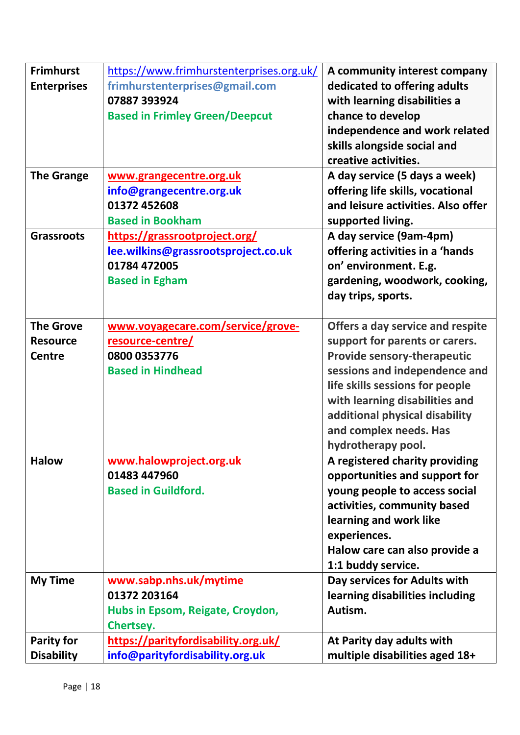| | | |
|---|---|---|
| **Frimhurst Enterprises** | https://www.frimhurstenterprises.org.uk/<br>**frimhurstenterprises@gmail.com**<br>**07887 393924**<br>**Based in Frimley Green/Deepcut** | **A community interest company dedicated to offering adults with learning disabilities a chance to develop independence and work related skills alongside social and creative activities.** |
| **The Grange** | **www.grangecentre.org.uk**<br>**info@grangecentre.org.uk**<br>**01372 452608**<br>**Based in Bookham** | **A day service (5 days a week) offering life skills, vocational and leisure activities. Also offer supported living.** |
| **Grassroots** | **https://grassrootproject.org/**<br>**lee.wilkins@grassrootsproject.co.uk**<br>**01784 472005**<br>**Based in Egham** | **A day service (9am-4pm) offering activities in a 'hands on' environment. E.g. gardening, woodwork, cooking, day trips, sports.** |
| **The Grove Resource Centre** | **www.voyagecare.com/service/grove-resource-centre/**<br>**0800 0353776**<br>**Based in Hindhead** | **Offers a day service and respite support for parents or carers. Provide sensory-therapeutic sessions and independence and life skills sessions for people with learning disabilities and additional physical disability and complex needs. Has hydrotherapy pool.** |
| **Halow** | **www.halowproject.org.uk**<br>**01483 447960**<br>**Based in Guildford.** | **A registered charity providing opportunities and support for young people to access social activities, community based learning and work like experiences.**<br>**Halow care can also provide a 1:1 buddy service.** |
| **My Time** | **www.sabp.nhs.uk/mytime**<br>**01372 203164**<br>**Hubs in Epsom, Reigate, Croydon, Chertsey.** | **Day services for Adults with learning disabilities including Autism.** |
| **Parity for Disability** | **https://parityfordisability.org.uk/**<br>**info@parityfordisability.org.uk** | **At Parity day adults with multiple disabilities aged 18+** |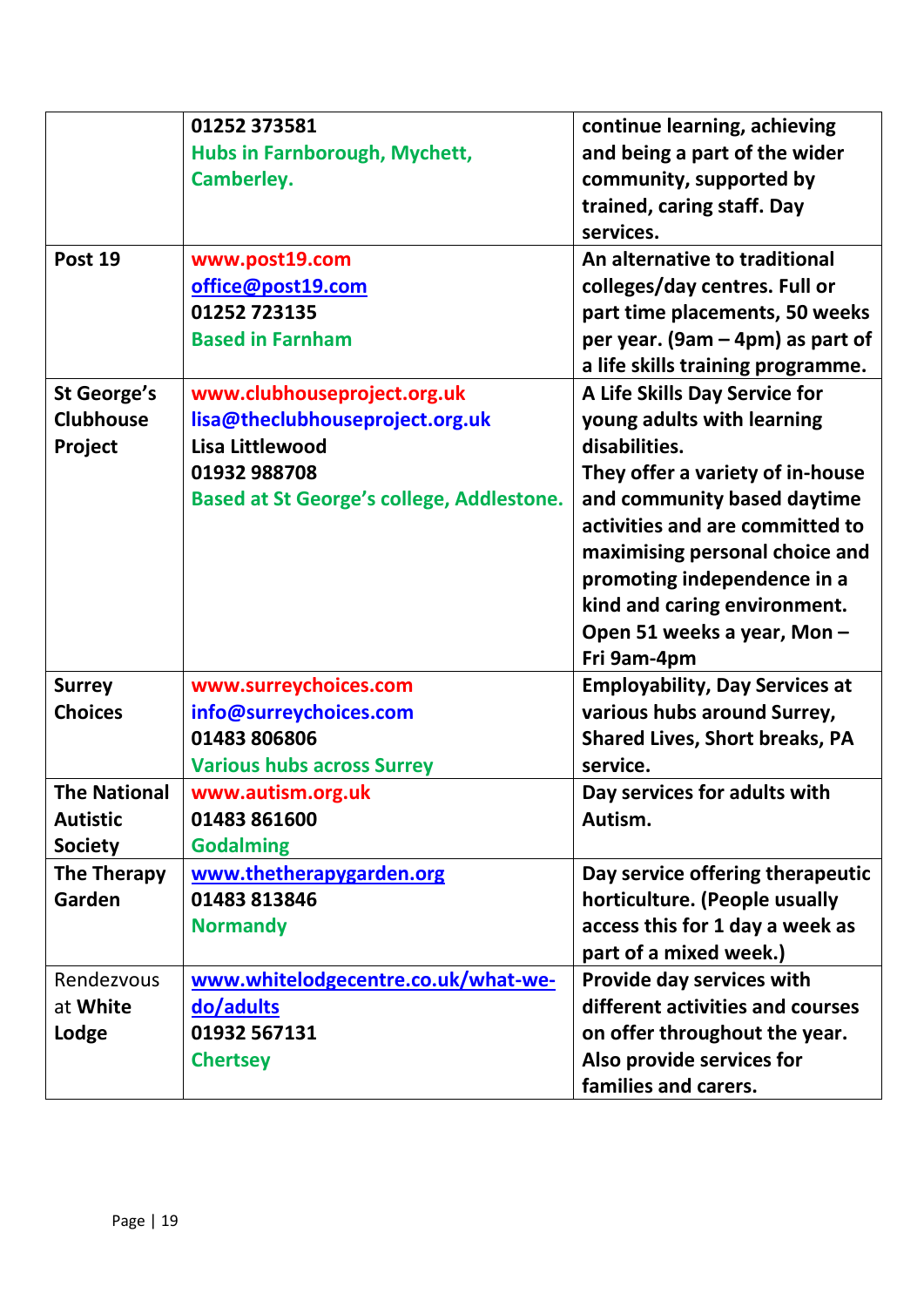| | | |
|---|---|---|
| | 01252 373581<br>Hubs in Farnborough, Mychett, Camberley. | continue learning, achieving and being a part of the wider community, supported by trained, caring staff. Day services. |
| **Post 19** | www.post19.com<br>office@post19.com<br>01252 723135<br>Based in Farnham | An alternative to traditional colleges/day centres. Full or part time placements, 50 weeks per year. (9am – 4pm) as part of a life skills training programme. |
| **St George's Clubhouse Project** | www.clubhouseproject.org.uk<br>lisa@theclubhouseproject.org.uk<br>Lisa Littlewood<br>01932 988708<br>Based at St George's college, Addlestone. | A Life Skills Day Service for young adults with learning disabilities.<br>They offer a variety of in-house and community based daytime activities and are committed to maximising personal choice and promoting independence in a kind and caring environment. Open 51 weeks a year, Mon – Fri 9am-4pm |
| **Surrey Choices** | www.surreychoices.com<br>info@surreychoices.com<br>01483 806806<br>Various hubs across Surrey | Employability, Day Services at various hubs around Surrey, Shared Lives, Short breaks, PA service. |
| **The National Autistic Society** | www.autism.org.uk<br>01483 861600<br>Godalming | Day services for adults with Autism. |
| **The Therapy Garden** | www.thetherapygarden.org<br>01483 813846<br>Normandy | Day service offering therapeutic horticulture. (People usually access this for 1 day a week as part of a mixed week.) |
| Rendezvous at **White Lodge** | www.whitelodgecentre.co.uk/what-we-do/adults<br>01932 567131<br>Chertsey | Provide day services with different activities and courses on offer throughout the year. Also provide services for families and carers. |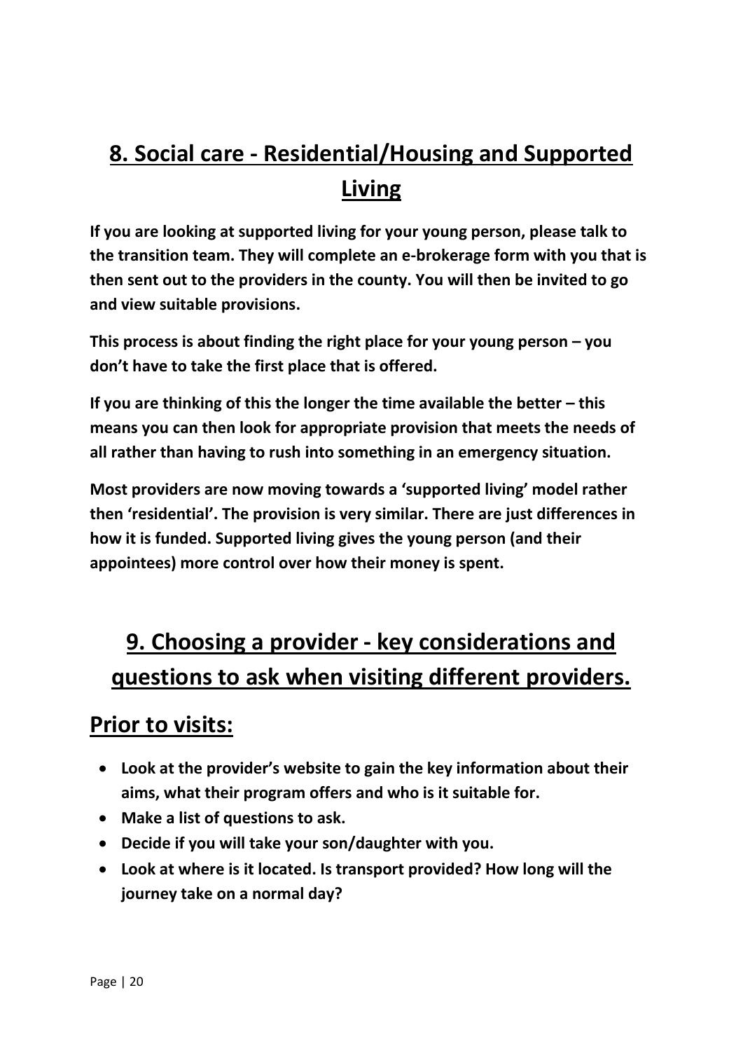## 8. Social care - Residential/Housing and Supported Living

**If you are looking at supported living for your young person, please talk to the transition team. They will complete an e-brokerage form with you that is then sent out to the providers in the county. You will then be invited to go and view suitable provisions.**

**This process is about finding the right place for your young person – you don't have to take the first place that is offered.**

**If you are thinking of this the longer the time available the better – this means you can then look for appropriate provision that meets the needs of all rather than having to rush into something in an emergency situation.**

**Most providers are now moving towards a 'supported living' model rather then 'residential'. The provision is very similar. There are just differences in how it is funded. Supported living gives the young person (and their appointees) more control over how their money is spent.**

## 9. Choosing a provider - key considerations and questions to ask when visiting different providers.

### Prior to visits:

- **Look at the provider's website to gain the key information about their aims, what their program offers and who is it suitable for.**
- **Make a list of questions to ask.**
- **Decide if you will take your son/daughter with you.**
- **Look at where is it located. Is transport provided? How long will the journey take on a normal day?**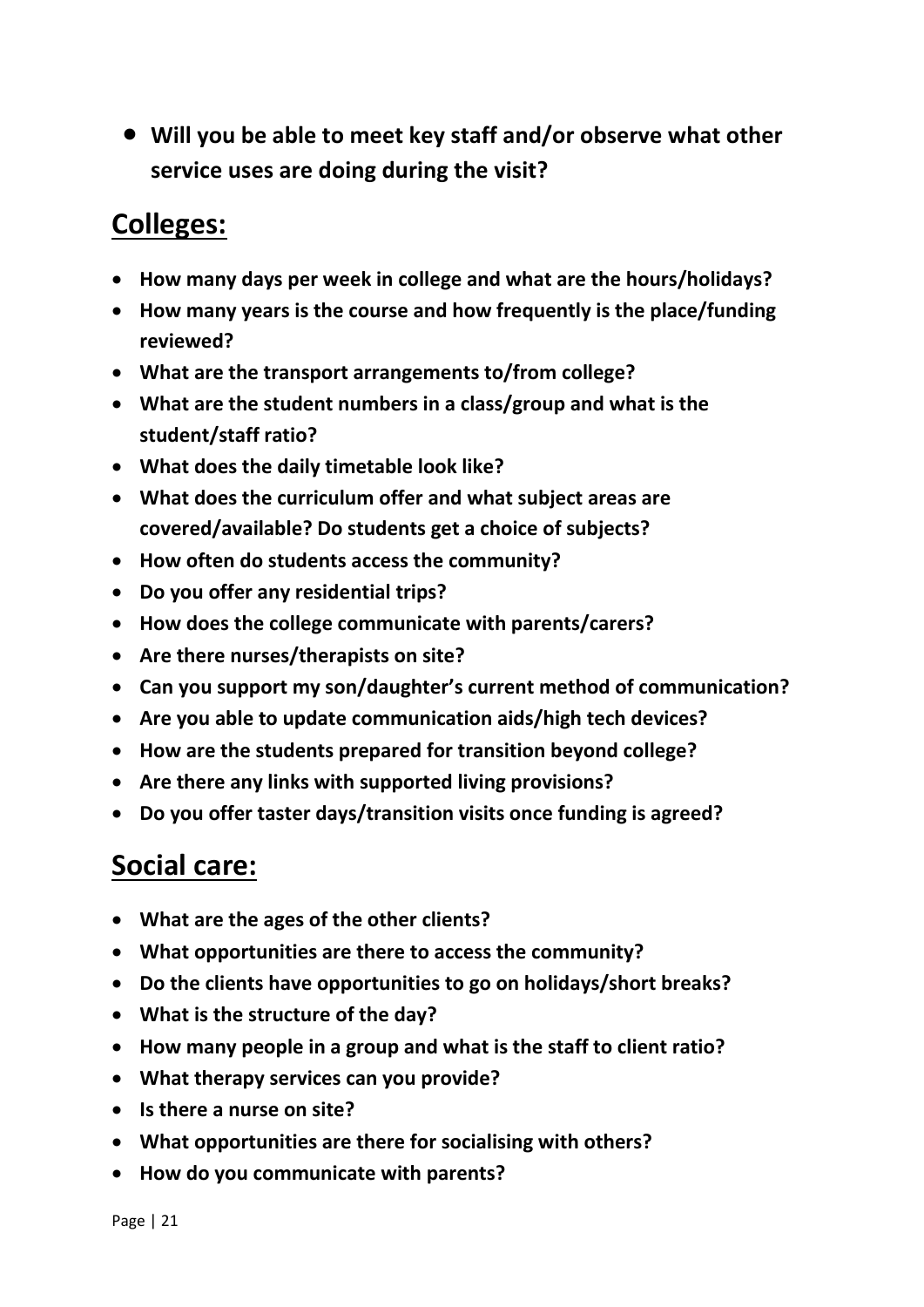- **Will you be able to meet key staff and/or observe what other service uses are doing during the visit?**

## Colleges:

- **How many days per week in college and what are the hours/holidays?**
- **How many years is the course and how frequently is the place/funding reviewed?**
- **What are the transport arrangements to/from college?**
- **What are the student numbers in a class/group and what is the student/staff ratio?**
- **What does the daily timetable look like?**
- **What does the curriculum offer and what subject areas are covered/available? Do students get a choice of subjects?**
- **How often do students access the community?**
- **Do you offer any residential trips?**
- **How does the college communicate with parents/carers?**
- **Are there nurses/therapists on site?**
- **Can you support my son/daughter's current method of communication?**
- **Are you able to update communication aids/high tech devices?**
- **How are the students prepared for transition beyond college?**
- **Are there any links with supported living provisions?**
- **Do you offer taster days/transition visits once funding is agreed?**

## Social care:

- **What are the ages of the other clients?**
- **What opportunities are there to access the community?**
- **Do the clients have opportunities to go on holidays/short breaks?**
- **What is the structure of the day?**
- **How many people in a group and what is the staff to client ratio?**
- **What therapy services can you provide?**
- **Is there a nurse on site?**
- **What opportunities are there for socialising with others?**
- **How do you communicate with parents?**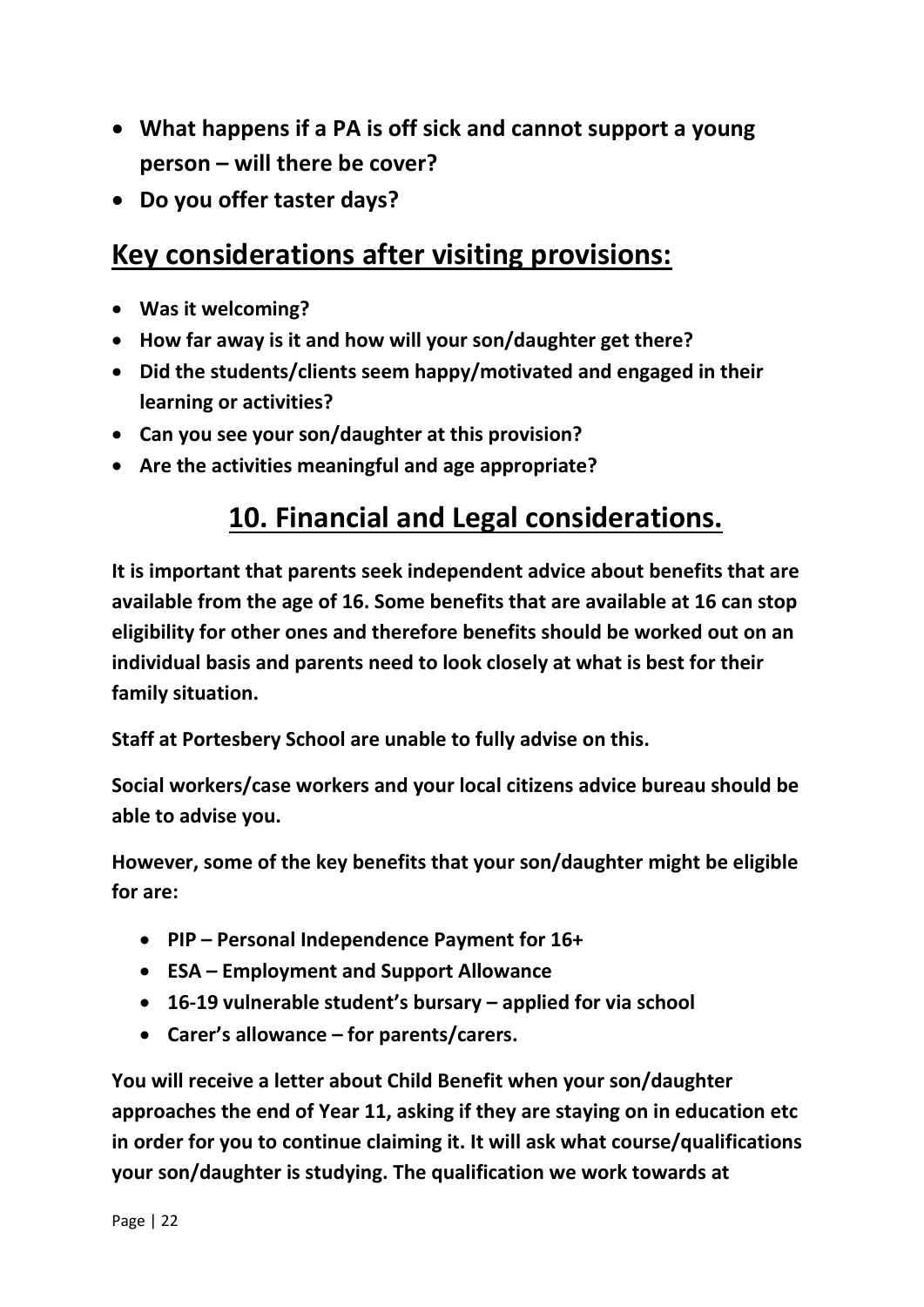- **What happens if a PA is off sick and cannot support a young person – will there be cover?**
- **Do you offer taster days?**

## Key considerations after visiting provisions:

- **Was it welcoming?**
- **How far away is it and how will your son/daughter get there?**
- **Did the students/clients seem happy/motivated and engaged in their learning or activities?**
- **Can you see your son/daughter at this provision?**
- **Are the activities meaningful and age appropriate?**

## 10. Financial and Legal considerations.

**It is important that parents seek independent advice about benefits that are available from the age of 16. Some benefits that are available at 16 can stop eligibility for other ones and therefore benefits should be worked out on an individual basis and parents need to look closely at what is best for their family situation.**

**Staff at Portesbery School are unable to fully advise on this.**

**Social workers/case workers and your local citizens advice bureau should be able to advise you.**

**However, some of the key benefits that your son/daughter might be eligible for are:**

- **PIP – Personal Independence Payment for 16+**
- **ESA – Employment and Support Allowance**
- **16-19 vulnerable student's bursary – applied for via school**
- **Carer's allowance – for parents/carers.**

**You will receive a letter about Child Benefit when your son/daughter approaches the end of Year 11, asking if they are staying on in education etc in order for you to continue claiming it. It will ask what course/qualifications your son/daughter is studying. The qualification we work towards at**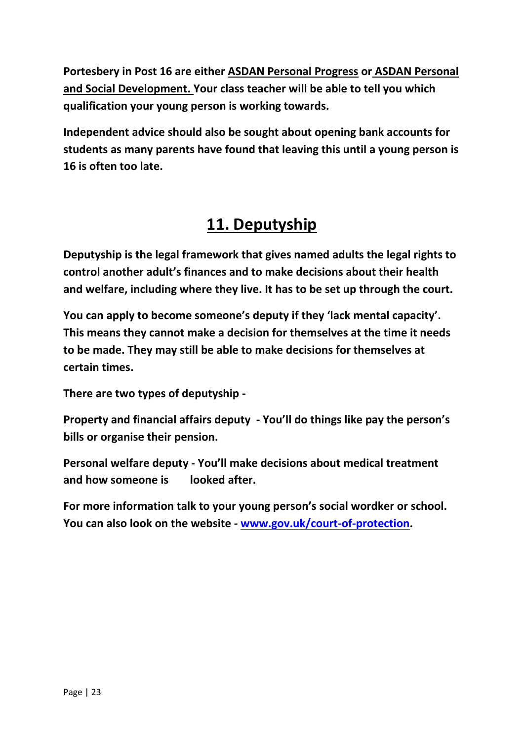**Portesbery in Post 16 are either ASDAN Personal Progress or ASDAN Personal and Social Development. Your class teacher will be able to tell you which qualification your young person is working towards.**

**Independent advice should also be sought about opening bank accounts for students as many parents have found that leaving this until a young person is 16 is often too late.**

## 11. Deputyship

**Deputyship is the legal framework that gives named adults the legal rights to control another adult's finances and to make decisions about their health and welfare, including where they live. It has to be set up through the court.**

**You can apply to become someone's deputy if they 'lack mental capacity'. This means they cannot make a decision for themselves at the time it needs to be made. They may still be able to make decisions for themselves at certain times.**

**There are two types of deputyship -**

**Property and financial affairs deputy - You'll do things like pay the person's bills or organise their pension.**

**Personal welfare deputy - You'll make decisions about medical treatment and how someone is looked after.**

**For more information talk to your young person's social wordker or school. You can also look on the website - www.gov.uk/court-of-protection.**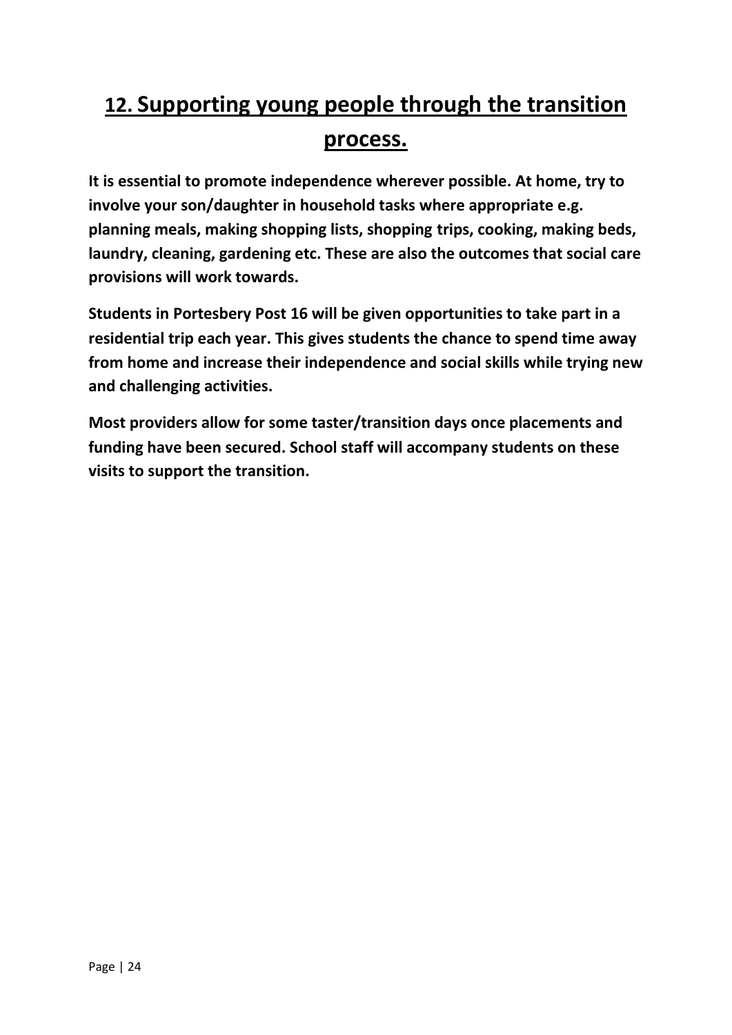## 12. Supporting young people through the transition process.

**It is essential to promote independence wherever possible. At home, try to involve your son/daughter in household tasks where appropriate e.g. planning meals, making shopping lists, shopping trips, cooking, making beds, laundry, cleaning, gardening etc. These are also the outcomes that social care provisions will work towards.**

**Students in Portesbery Post 16 will be given opportunities to take part in a residential trip each year. This gives students the chance to spend time away from home and increase their independence and social skills while trying new and challenging activities.**

**Most providers allow for some taster/transition days once placements and funding have been secured. School staff will accompany students on these visits to support the transition.**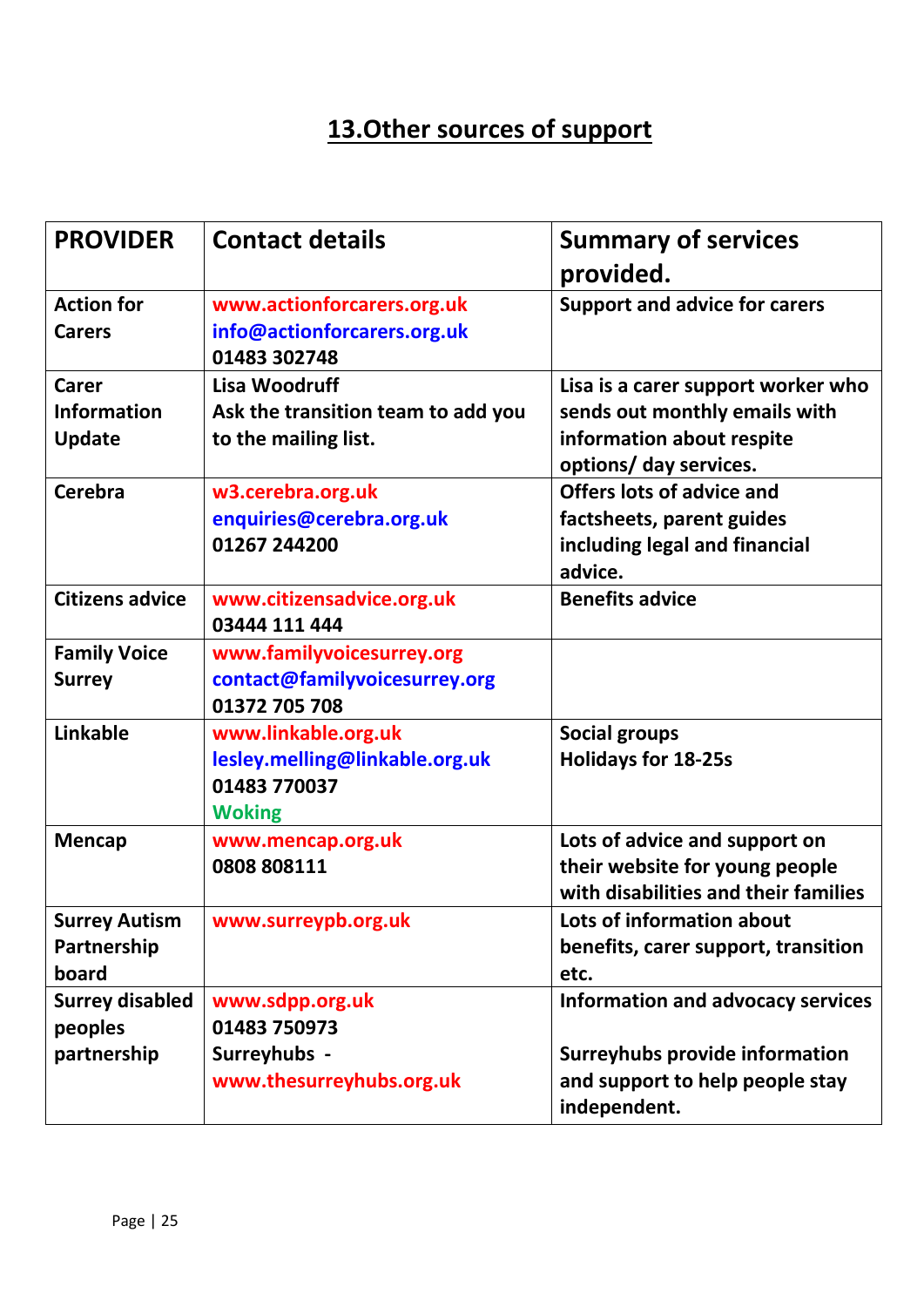## 13.Other sources of support

| PROVIDER | Contact details | Summary of services provided. |
|---|---|---|
| Action for Carers | www.actionforcarers.org.uk<br>info@actionforcarers.org.uk<br>01483 302748 | Support and advice for carers |
| Carer Information Update | Lisa Woodruff<br>Ask the transition team to add you to the mailing list. | Lisa is a carer support worker who sends out monthly emails with information about respite options/ day services. |
| Cerebra | w3.cerebra.org.uk<br>enquiries@cerebra.org.uk<br>01267 244200 | Offers lots of advice and factsheets, parent guides including legal and financial advice. |
| Citizens advice | www.citizensadvice.org.uk<br>03444 111 444 | Benefits advice |
| Family Voice Surrey | www.familyvoicesurrey.org<br>contact@familyvoicesurrey.org<br>01372 705 708 | |
| Linkable | www.linkable.org.uk<br>lesley.melling@linkable.org.uk<br>01483 770037<br>Woking | Social groups<br>Holidays for 18-25s |
| Mencap | www.mencap.org.uk<br>0808 808111 | Lots of advice and support on their website for young people with disabilities and their families |
| Surrey Autism Partnership board | www.surreypb.org.uk | Lots of information about benefits, carer support, transition etc. |
| Surrey disabled peoples partnership | www.sdpp.org.uk<br>01483 750973<br>Surreyhubs -<br>www.thesurreyhubs.org.uk | Information and advocacy services<br><br>Surreyhubs provide information and support to help people stay independent. |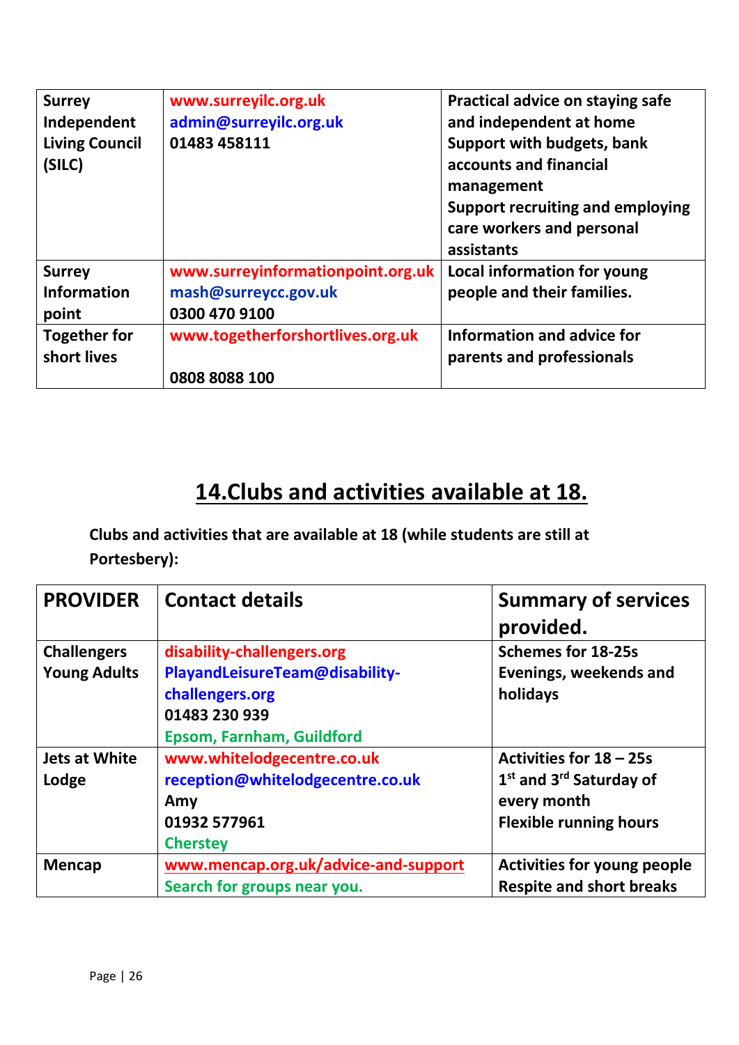| Surrey Independent Living Council (SILC) | www.surreyilc.org.uk<br>admin@surreyilc.org.uk<br>01483 458111 | Practical advice on staying safe and independent at home<br>Support with budgets, bank accounts and financial management<br>Support recruiting and employing care workers and personal assistants |
|---|---|---|
| Surrey Information point | www.surreyinformationpoint.org.uk<br>mash@surreycc.gov.uk<br>0300 470 9100 | Local information for young people and their families. |
| Together for short lives | www.togetherforshortlives.org.uk<br><br>0808 8088 100 | Information and advice for parents and professionals |

## 14.Clubs and activities available at 18.

**Clubs and activities that are available at 18 (while students are still at Portesbery):**

| PROVIDER | Contact details | Summary of services provided. |
|---|---|---|
| Challengers Young Adults | disability-challengers.org<br>PlayandLeisureTeam@disability-challengers.org<br>01483 230 939<br>Epsom, Farnham, Guildford | Schemes for 18-25s<br>Evenings, weekends and holidays |
| Jets at White Lodge | www.whitelodgecentre.co.uk<br>reception@whitelodgecentre.co.uk<br>Amy<br>01932 577961<br>Chersteу | Activities for 18 – 25s<br>1st and 3rd Saturday of every month<br>Flexible running hours |
| Mencap | www.mencap.org.uk/advice-and-support<br>Search for groups near you. | Activities for young people<br>Respite and short breaks |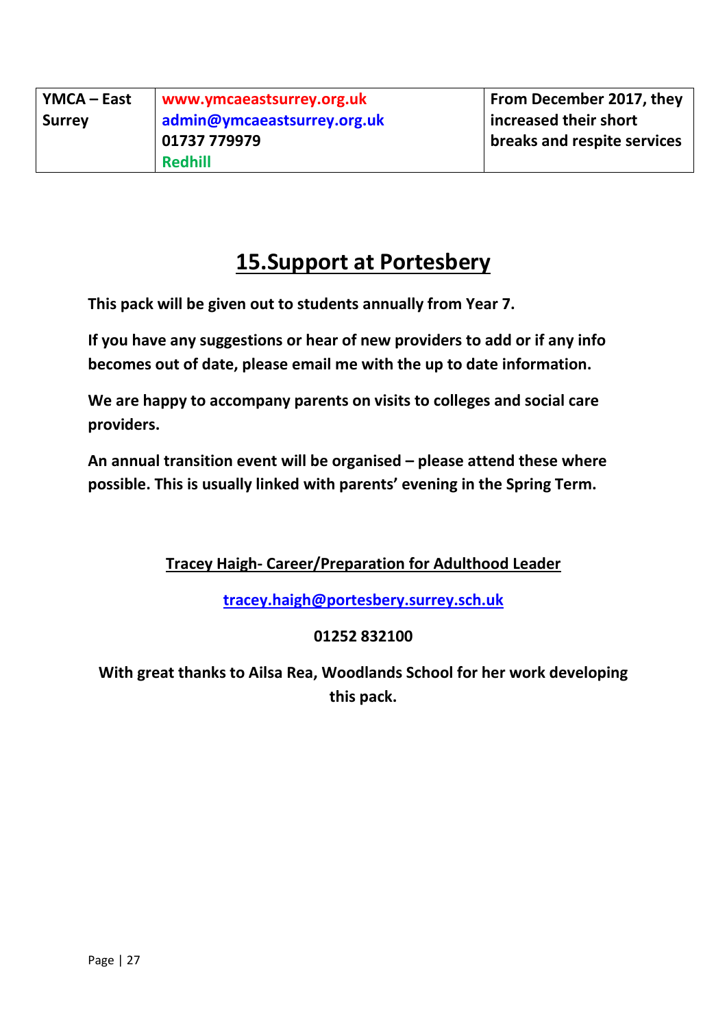| | | |
|---|---|---|
| **YMCA – East Surrey** | **www.ymcaeastsurrey.org.uk**<br>**admin@ymcaeastsurrey.org.uk**<br>**01737 779979**<br>**Redhill** | **From December 2017, they increased their short breaks and respite services** |

## 15.Support at Portesbery

**This pack will be given out to students annually from Year 7.**

**If you have any suggestions or hear of new providers to add or if any info becomes out of date, please email me with the up to date information.**

**We are happy to accompany parents on visits to colleges and social care providers.**

**An annual transition event will be organised – please attend these where possible. This is usually linked with parents' evening in the Spring Term.**

**Tracey Haigh- Career/Preparation for Adulthood Leader**

**tracey.haigh@portesbery.surrey.sch.uk**

**01252 832100**

**With great thanks to Ailsa Rea, Woodlands School for her work developing this pack.**